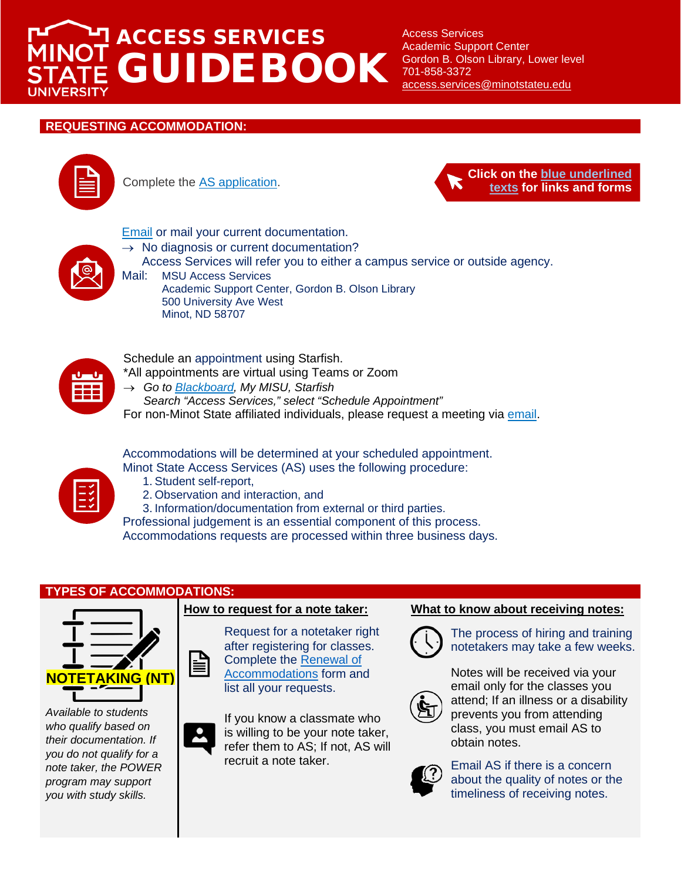# ACCESS SERVICES GUIDEBOOK

Minot State University

Access Services
Academic Support Center
Gordon B. Olson Library, Lower level
701-858-3372
access.services@minotstateu.edu

## REQUESTING ACCOMMODATION:

Complete the AS application.

**Click on the blue underlined texts for links and forms**

Email or mail your current documentation.

→ No diagnosis or current documentation?
Access Services will refer you to either a campus service or outside agency.

Mail: MSU Access Services
Academic Support Center, Gordon B. Olson Library
500 University Ave West
Minot, ND 58707

Schedule an appointment using Starfish.
*All appointments are virtual using Teams or Zoom
→ *Go to Blackboard, My MISU, Starfish*
*Search "Access Services," select "Schedule Appointment"*
For non-Minot State affiliated individuals, please request a meeting via email.

Accommodations will be determined at your scheduled appointment.
Minot State Access Services (AS) uses the following procedure:

1. Student self-report,
2. Observation and interaction, and
3. Information/documentation from external or third parties.

Professional judgement is an essential component of this process.
Accommodations requests are processed within three business days.

## TYPES OF ACCOMMODATIONS:

### NOTETAKING (NT)

*Available to students who qualify based on their documentation. If you do not qualify for a note taker, the POWER program may support you with study skills.*

**How to request for a note taker:**

Request for a notetaker right after registering for classes. Complete the Renewal of Accommodations form and list all your requests.

If you know a classmate who is willing to be your note taker, refer them to AS; If not, AS will recruit a note taker.

**What to know about receiving notes:**

The process of hiring and training notetakers may take a few weeks.

Notes will be received via your email only for the classes you attend; If an illness or a disability prevents you from attending class, you must email AS to obtain notes.

Email AS if there is a concern about the quality of notes or the timeliness of receiving notes.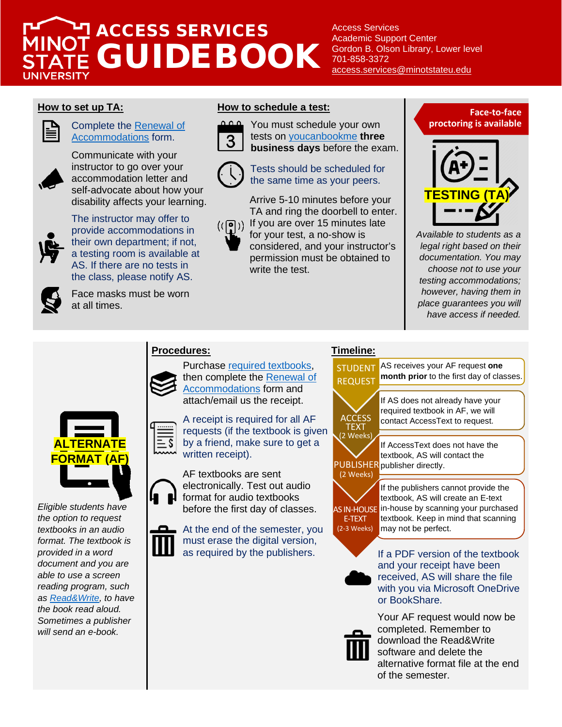# ACCESS SERVICES GUIDEBOOK

Minot State University

Access Services
Academic Support Center
Gordon B. Olson Library, Lower level
701-858-3372
access.services@minotstateu.edu

## How to set up TA:

Complete the Renewal of Accommodations form.

Communicate with your instructor to go over your accommodation letter and self-advocate about how your disability affects your learning.

The instructor may offer to provide accommodations in their own department; if not, a testing room is available at AS. If there are no tests in the class, please notify AS.

Face masks must be worn at all times.

## How to schedule a test:

You must schedule your own tests on youcanbookme **three business days** before the exam.

Tests should be scheduled for the same time as your peers.

Arrive 5-10 minutes before your TA and ring the doorbell to enter. If you are over 15 minutes late for your test, a no-show is considered, and your instructor's permission must be obtained to write the test.

**Face-to-face proctoring is available**

**TESTING (TA)**

*Available to students as a legal right based on their documentation. You may choose not to use your testing accommodations; however, having them in place guarantees you will have access if needed.*

**ALTERNATE FORMAT (AF)**

*Eligible students have the option to request textbooks in an audio format. The textbook is provided in a word document and you are able to use a screen reading program, such as Read&Write, to have the book read aloud. Sometimes a publisher will send an e-book.*

## Procedures:

Purchase required textbooks, then complete the Renewal of Accommodations form and attach/email us the receipt.

A receipt is required for all AF requests (if the textbook is given by a friend, make sure to get a written receipt).

AF textbooks are sent electronically. Test out audio format for audio textbooks before the first day of classes.

At the end of the semester, you must erase the digital version, as required by the publishers.

## Timeline:

- **STUDENT REQUEST:** AS receives your AF request **one month prior** to the first day of classes.
- **ACCESS TEXT (2 Weeks):** If AS does not already have your required textbook in AF, we will contact AccessText to request.
- **PUBLISHER (2 Weeks):** If AccessText does not have the textbook, AS will contact the publisher directly.
- **AS IN-HOUSE E-TEXT (2-3 Weeks):** If the publishers cannot provide the textbook, AS will create an E-text in-house by scanning your purchased textbook. Keep in mind that scanning may not be perfect.

If a PDF version of the textbook and your receipt have been received, AS will share the file with you via Microsoft OneDrive or BookShare.

Your AF request would now be completed. Remember to download the Read&Write software and delete the alternative format file at the end of the semester.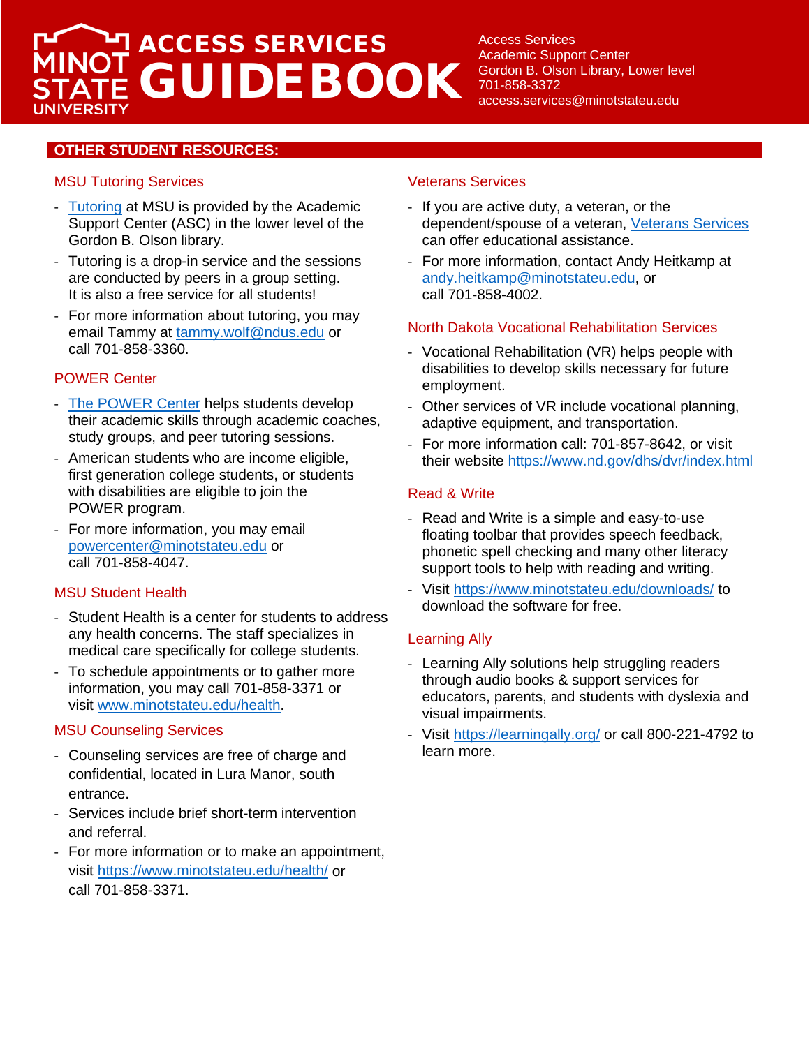# ACCESS SERVICES GUIDEBOOK

Access Services
Academic Support Center
Gordon B. Olson Library, Lower level
701-858-3372
access.services@minotstateu.edu

## OTHER STUDENT RESOURCES:

### MSU Tutoring Services

- Tutoring at MSU is provided by the Academic Support Center (ASC) in the lower level of the Gordon B. Olson library.
- Tutoring is a drop-in service and the sessions are conducted by peers in a group setting. It is also a free service for all students!
- For more information about tutoring, you may email Tammy at tammy.wolf@ndus.edu or call 701-858-3360.

### POWER Center

- The POWER Center helps students develop their academic skills through academic coaches, study groups, and peer tutoring sessions.
- American students who are income eligible, first generation college students, or students with disabilities are eligible to join the POWER program.
- For more information, you may email powercenter@minotstateu.edu or call 701-858-4047.

### MSU Student Health

- Student Health is a center for students to address any health concerns. The staff specializes in medical care specifically for college students.
- To schedule appointments or to gather more information, you may call 701-858-3371 or visit www.minotstateu.edu/health.

### MSU Counseling Services

- Counseling services are free of charge and confidential, located in Lura Manor, south entrance.
- Services include brief short-term intervention and referral.
- For more information or to make an appointment, visit https://www.minotstateu.edu/health/ or call 701-858-3371.

### Veterans Services

- If you are active duty, a veteran, or the dependent/spouse of a veteran, Veterans Services can offer educational assistance.
- For more information, contact Andy Heitkamp at andy.heitkamp@minotstateu.edu, or call 701-858-4002.

### North Dakota Vocational Rehabilitation Services

- Vocational Rehabilitation (VR) helps people with disabilities to develop skills necessary for future employment.
- Other services of VR include vocational planning, adaptive equipment, and transportation.
- For more information call: 701-857-8642, or visit their website https://www.nd.gov/dhs/dvr/index.html

### Read & Write

- Read and Write is a simple and easy-to-use floating toolbar that provides speech feedback, phonetic spell checking and many other literacy support tools to help with reading and writing.
- Visit https://www.minotstateu.edu/downloads/ to download the software for free.

### Learning Ally

- Learning Ally solutions help struggling readers through audio books & support services for educators, parents, and students with dyslexia and visual impairments.
- Visit https://learningally.org/ or call 800-221-4792 to learn more.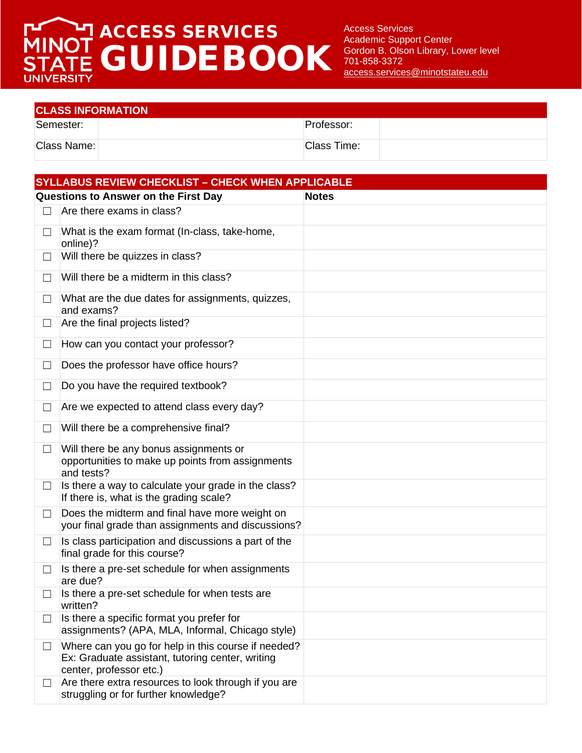# ACCESS SERVICES GUIDEBOOK

Minot State University

Access Services
Academic Support Center
Gordon B. Olson Library, Lower level
701-858-3372
access.services@minotstateu.edu

| CLASS INFORMATION | | | |
|---|---|---|---|
| Semester: | | Professor: | |
| Class Name: | | Class Time: | |

## SYLLABUS REVIEW CHECKLIST – CHECK WHEN APPLICABLE

| | Questions to Answer on the First Day | Notes |
|---|---|---|
| ☐ | Are there exams in class? | |
| ☐ | What is the exam format (In-class, take-home, online)? | |
| ☐ | Will there be quizzes in class? | |
| ☐ | Will there be a midterm in this class? | |
| ☐ | What are the due dates for assignments, quizzes, and exams? | |
| ☐ | Are the final projects listed? | |
| ☐ | How can you contact your professor? | |
| ☐ | Does the professor have office hours? | |
| ☐ | Do you have the required textbook? | |
| ☐ | Are we expected to attend class every day? | |
| ☐ | Will there be a comprehensive final? | |
| ☐ | Will there be any bonus assignments or opportunities to make up points from assignments and tests? | |
| ☐ | Is there a way to calculate your grade in the class? If there is, what is the grading scale? | |
| ☐ | Does the midterm and final have more weight on your final grade than assignments and discussions? | |
| ☐ | Is class participation and discussions a part of the final grade for this course? | |
| ☐ | Is there a pre-set schedule for when assignments are due? | |
| ☐ | Is there a pre-set schedule for when tests are written? | |
| ☐ | Is there a specific format you prefer for assignments? (APA, MLA, Informal, Chicago style) | |
| ☐ | Where can you go for help in this course if needed? Ex: Graduate assistant, tutoring center, writing center, professor etc.) | |
| ☐ | Are there extra resources to look through if you are struggling or for further knowledge? | |